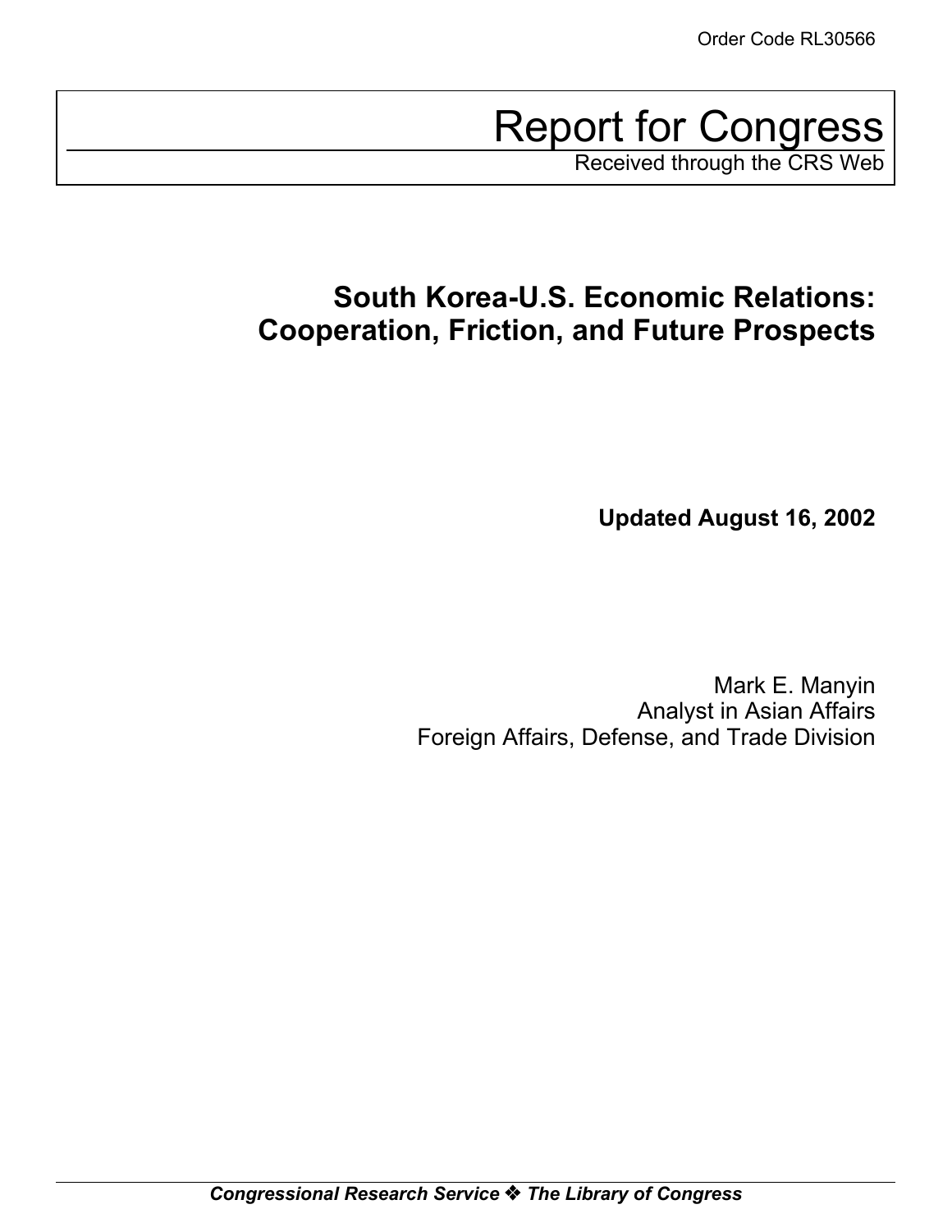Order Code RL30566

# Report for Congress

Received through the CRS Web

## South Korea-U.S. Economic Relations: Cooperation, Friction, and Future Prospects

**Updated August 16, 2002**

Mark E. Manyin
Analyst in Asian Affairs
Foreign Affairs, Defense, and Trade Division

***Congressional Research Service ❖ The Library of Congress***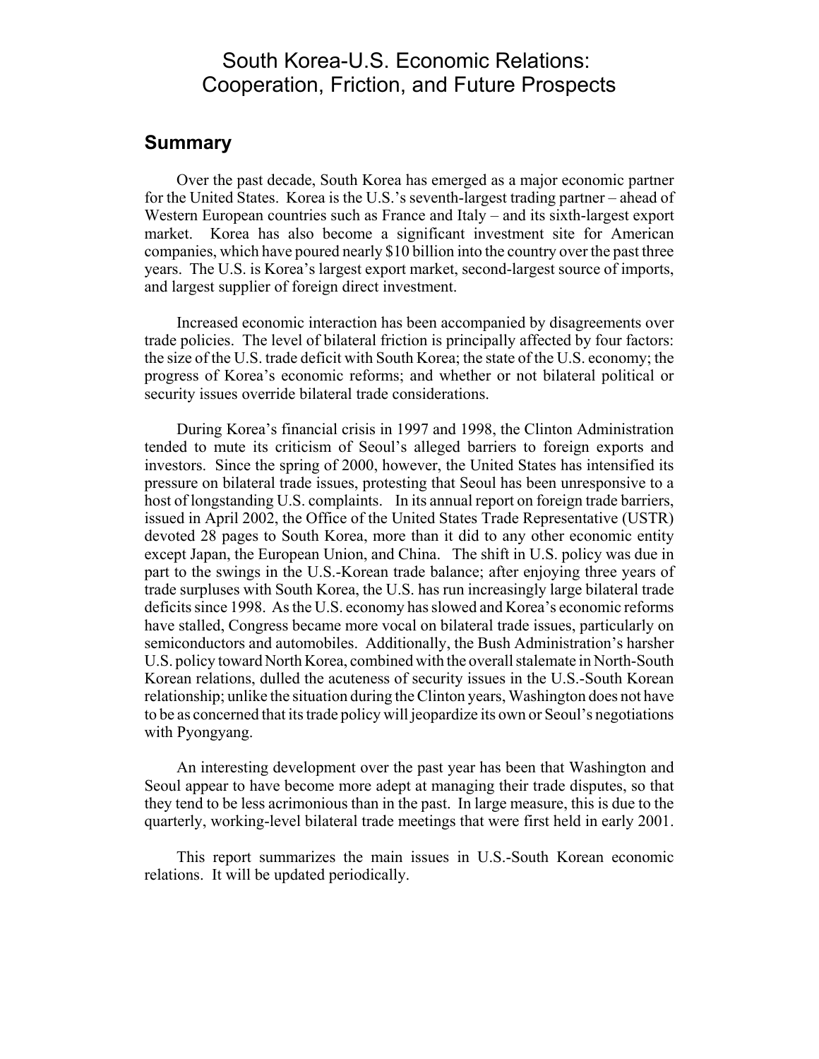# South Korea-U.S. Economic Relations: Cooperation, Friction, and Future Prospects

## Summary

Over the past decade, South Korea has emerged as a major economic partner for the United States. Korea is the U.S.'s seventh-largest trading partner – ahead of Western European countries such as France and Italy – and its sixth-largest export market. Korea has also become a significant investment site for American companies, which have poured nearly $10 billion into the country over the past three years. The U.S. is Korea's largest export market, second-largest source of imports, and largest supplier of foreign direct investment.

Increased economic interaction has been accompanied by disagreements over trade policies. The level of bilateral friction is principally affected by four factors: the size of the U.S. trade deficit with South Korea; the state of the U.S. economy; the progress of Korea's economic reforms; and whether or not bilateral political or security issues override bilateral trade considerations.

During Korea's financial crisis in 1997 and 1998, the Clinton Administration tended to mute its criticism of Seoul's alleged barriers to foreign exports and investors. Since the spring of 2000, however, the United States has intensified its pressure on bilateral trade issues, protesting that Seoul has been unresponsive to a host of longstanding U.S. complaints. In its annual report on foreign trade barriers, issued in April 2002, the Office of the United States Trade Representative (USTR) devoted 28 pages to South Korea, more than it did to any other economic entity except Japan, the European Union, and China. The shift in U.S. policy was due in part to the swings in the U.S.-Korean trade balance; after enjoying three years of trade surpluses with South Korea, the U.S. has run increasingly large bilateral trade deficits since 1998. As the U.S. economy has slowed and Korea's economic reforms have stalled, Congress became more vocal on bilateral trade issues, particularly on semiconductors and automobiles. Additionally, the Bush Administration's harsher U.S. policy toward North Korea, combined with the overall stalemate in North-South Korean relations, dulled the acuteness of security issues in the U.S.-South Korean relationship; unlike the situation during the Clinton years, Washington does not have to be as concerned that its trade policy will jeopardize its own or Seoul's negotiations with Pyongyang.

An interesting development over the past year has been that Washington and Seoul appear to have become more adept at managing their trade disputes, so that they tend to be less acrimonious than in the past. In large measure, this is due to the quarterly, working-level bilateral trade meetings that were first held in early 2001.

This report summarizes the main issues in U.S.-South Korean economic relations. It will be updated periodically.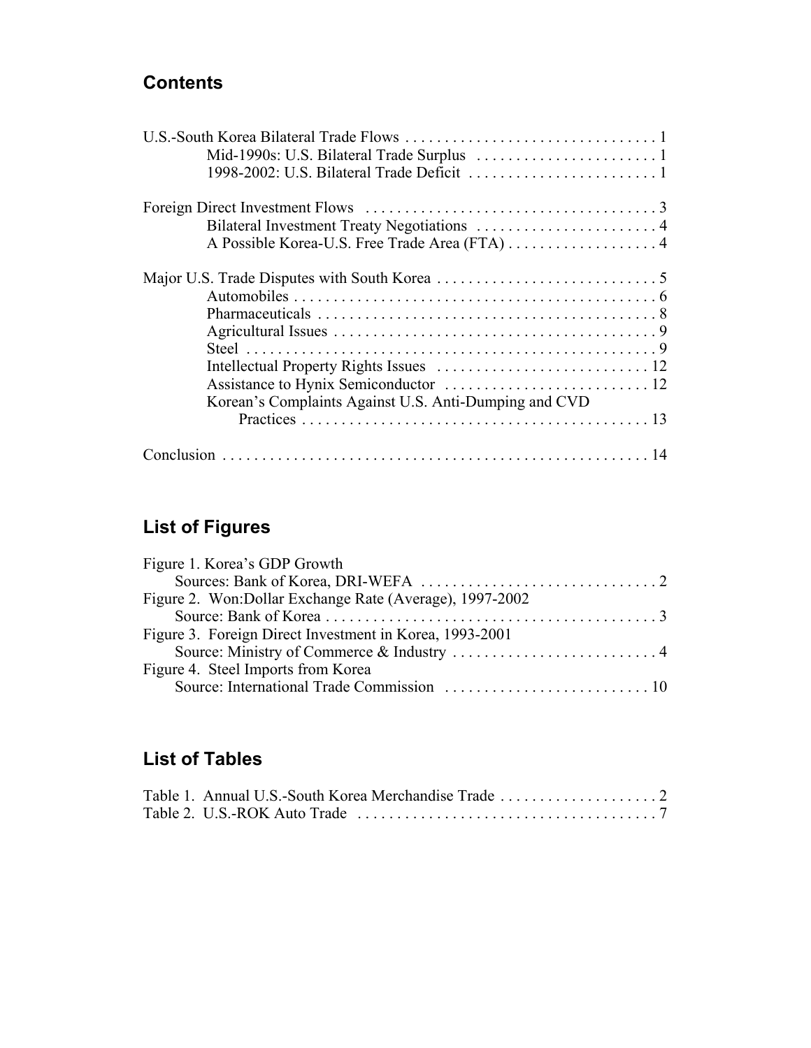## Contents

U.S.-South Korea Bilateral Trade Flows . . . . . . . . . . . . . . . . . . . . . . . . . . . . . . . . 1
- Mid-1990s: U.S. Bilateral Trade Surplus . . . . . . . . . . . . . . . . . . . . . . . 1
- 1998-2002: U.S. Bilateral Trade Deficit . . . . . . . . . . . . . . . . . . . . . . . . 1

Foreign Direct Investment Flows . . . . . . . . . . . . . . . . . . . . . . . . . . . . . . . . . . . . 3
- Bilateral Investment Treaty Negotiations . . . . . . . . . . . . . . . . . . . . . . . 4
- A Possible Korea-U.S. Free Trade Area (FTA) . . . . . . . . . . . . . . . . . . . 4

Major U.S. Trade Disputes with South Korea . . . . . . . . . . . . . . . . . . . . . . . . . . . . 5
- Automobiles . . . . . . . . . . . . . . . . . . . . . . . . . . . . . . . . . . . . . . . . . . . . . 6
- Pharmaceuticals . . . . . . . . . . . . . . . . . . . . . . . . . . . . . . . . . . . . . . . . . . 8
- Agricultural Issues . . . . . . . . . . . . . . . . . . . . . . . . . . . . . . . . . . . . . . . . 9
- Steel . . . . . . . . . . . . . . . . . . . . . . . . . . . . . . . . . . . . . . . . . . . . . . . . . . . 9
- Intellectual Property Rights Issues . . . . . . . . . . . . . . . . . . . . . . . . . . 12
- Assistance to Hynix Semiconductor . . . . . . . . . . . . . . . . . . . . . . . . . 12
- Korean's Complaints Against U.S. Anti-Dumping and CVD Practices . . . . . . . . . . . . . . . . . . . . . . . . . . . . . . . . . . . . . . . . . . . . 13

Conclusion . . . . . . . . . . . . . . . . . . . . . . . . . . . . . . . . . . . . . . . . . . . . . . . . . . . . . 14

## List of Figures

Figure 1. Korea's GDP Growth
Sources: Bank of Korea, DRI-WEFA . . . . . . . . . . . . . . . . . . . . . . . . . . . . . 2

Figure 2. Won:Dollar Exchange Rate (Average), 1997-2002
Source: Bank of Korea . . . . . . . . . . . . . . . . . . . . . . . . . . . . . . . . . . . . . . . . . 3

Figure 3. Foreign Direct Investment in Korea, 1993-2001
Source: Ministry of Commerce & Industry . . . . . . . . . . . . . . . . . . . . . . . . . 4

Figure 4. Steel Imports from Korea
Source: International Trade Commission . . . . . . . . . . . . . . . . . . . . . . . . . 10

## List of Tables

Table 1. Annual U.S.-South Korea Merchandise Trade . . . . . . . . . . . . . . . . . . . . 2

Table 2. U.S.-ROK Auto Trade . . . . . . . . . . . . . . . . . . . . . . . . . . . . . . . . . . . . . 7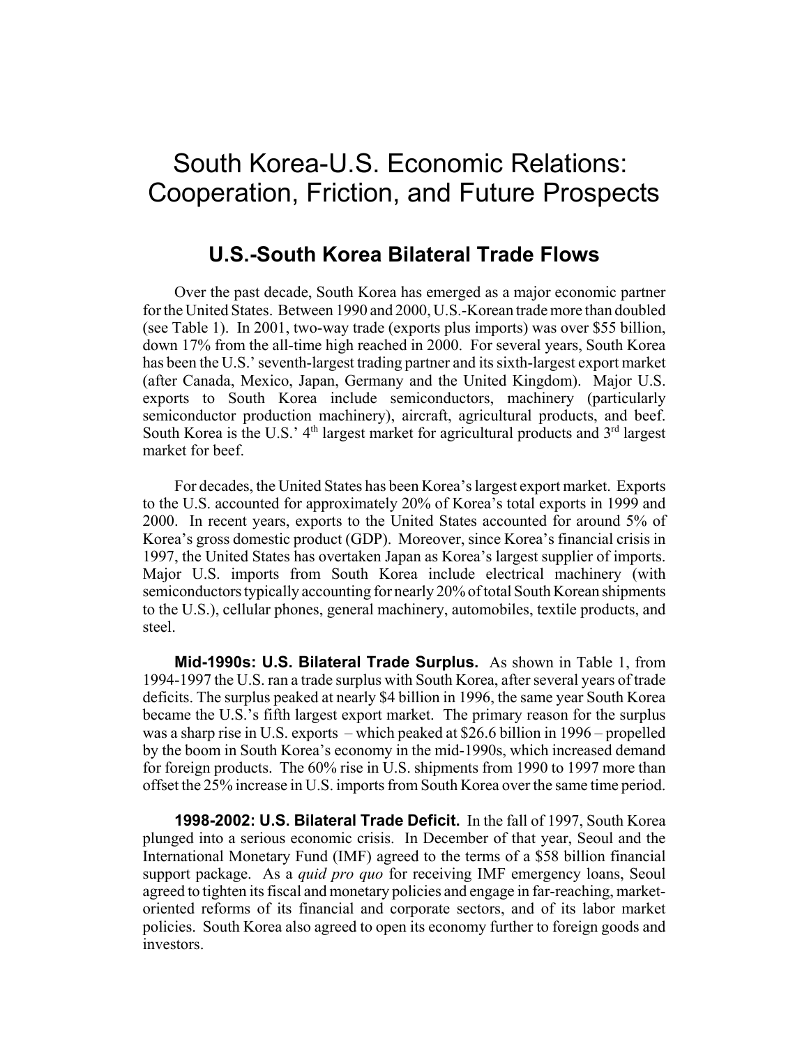# South Korea-U.S. Economic Relations: Cooperation, Friction, and Future Prospects

## U.S.-South Korea Bilateral Trade Flows

Over the past decade, South Korea has emerged as a major economic partner for the United States. Between 1990 and 2000, U.S.-Korean trade more than doubled (see Table 1). In 2001, two-way trade (exports plus imports) was over $55 billion, down 17% from the all-time high reached in 2000. For several years, South Korea has been the U.S.' seventh-largest trading partner and its sixth-largest export market (after Canada, Mexico, Japan, Germany and the United Kingdom). Major U.S. exports to South Korea include semiconductors, machinery (particularly semiconductor production machinery), aircraft, agricultural products, and beef. South Korea is the U.S.' 4th largest market for agricultural products and 3rd largest market for beef.

For decades, the United States has been Korea's largest export market. Exports to the U.S. accounted for approximately 20% of Korea's total exports in 1999 and 2000. In recent years, exports to the United States accounted for around 5% of Korea's gross domestic product (GDP). Moreover, since Korea's financial crisis in 1997, the United States has overtaken Japan as Korea's largest supplier of imports. Major U.S. imports from South Korea include electrical machinery (with semiconductors typically accounting for nearly 20% of total South Korean shipments to the U.S.), cellular phones, general machinery, automobiles, textile products, and steel.

**Mid-1990s: U.S. Bilateral Trade Surplus.** As shown in Table 1, from 1994-1997 the U.S. ran a trade surplus with South Korea, after several years of trade deficits. The surplus peaked at nearly $4 billion in 1996, the same year South Korea became the U.S.'s fifth largest export market. The primary reason for the surplus was a sharp rise in U.S. exports – which peaked at $26.6 billion in 1996 – propelled by the boom in South Korea's economy in the mid-1990s, which increased demand for foreign products. The 60% rise in U.S. shipments from 1990 to 1997 more than offset the 25% increase in U.S. imports from South Korea over the same time period.

**1998-2002: U.S. Bilateral Trade Deficit.** In the fall of 1997, South Korea plunged into a serious economic crisis. In December of that year, Seoul and the International Monetary Fund (IMF) agreed to the terms of a $58 billion financial support package. As a *quid pro quo* for receiving IMF emergency loans, Seoul agreed to tighten its fiscal and monetary policies and engage in far-reaching, market-oriented reforms of its financial and corporate sectors, and of its labor market policies. South Korea also agreed to open its economy further to foreign goods and investors.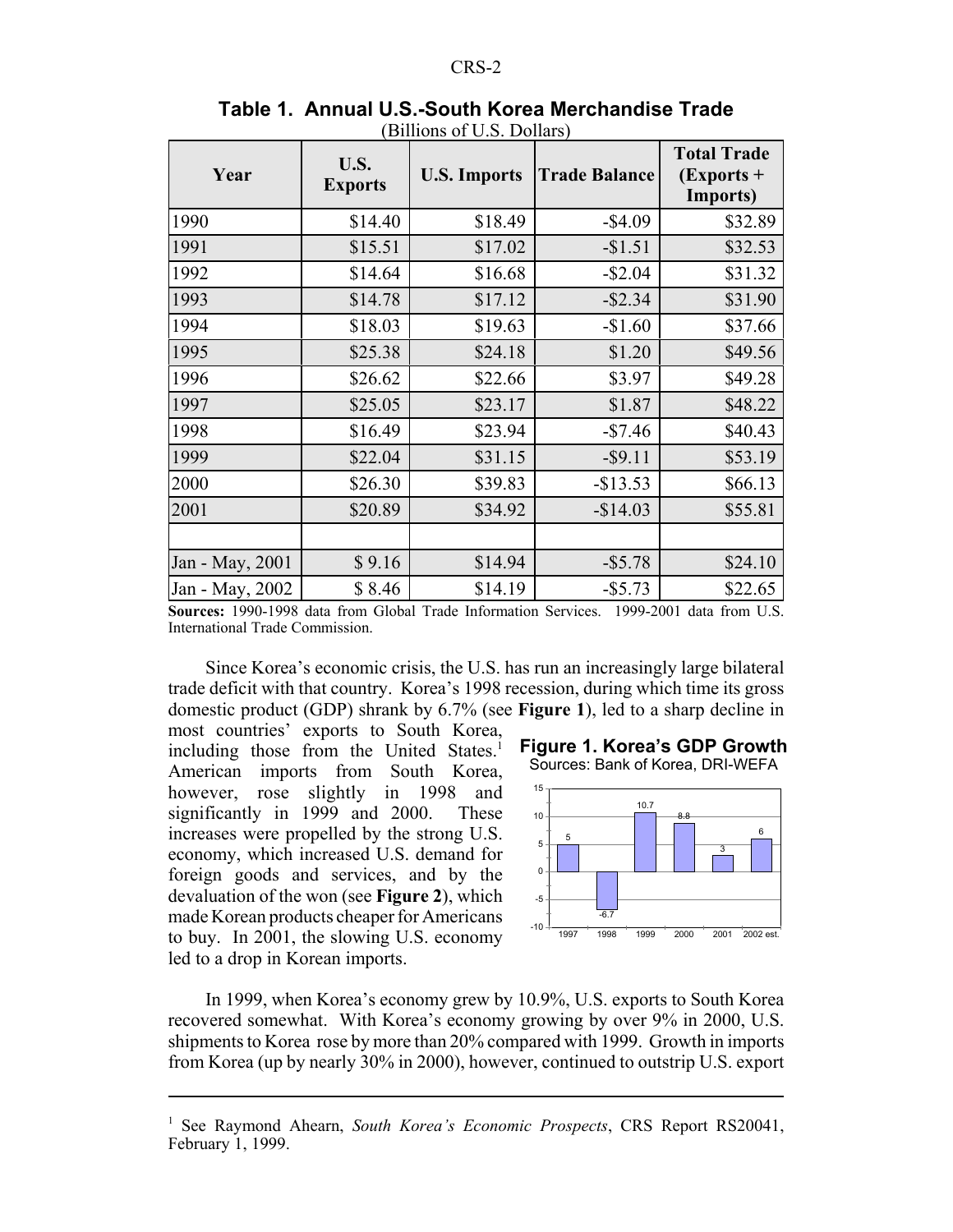**Table 1. Annual U.S.-South Korea Merchandise Trade**
(Billions of U.S. Dollars)

| Year | U.S. Exports | U.S. Imports | Trade Balance | Total Trade (Exports + Imports) |
|---|---|---|---|---|
| 1990 | $14.40 | $18.49 | -$4.09 | $32.89 |
| 1991 | $15.51 | $17.02 | -$1.51 | $32.53 |
| 1992 | $14.64 | $16.68 | -$2.04 | $31.32 |
| 1993 | $14.78 | $17.12 | -$2.34 | $31.90 |
| 1994 | $18.03 | $19.63 | -$1.60 | $37.66 |
| 1995 | $25.38 | $24.18 | $1.20 | $49.56 |
| 1996 | $26.62 | $22.66 | $3.97 | $49.28 |
| 1997 | $25.05 | $23.17 | $1.87 | $48.22 |
| 1998 | $16.49 | $23.94 | -$7.46 | $40.43 |
| 1999 | $22.04 | $31.15 | -$9.11 | $53.19 |
| 2000 | $26.30 | $39.83 | -$13.53 | $66.13 |
| 2001 | $20.89 | $34.92 | -$14.03 | $55.81 |
| | | | | |
| Jan - May, 2001 | $ 9.16 | $14.94 | -$5.78 | $24.10 |
| Jan - May, 2002 | $ 8.46 | $14.19 | -$5.73 | $22.65 |

**Sources:** 1990-1998 data from Global Trade Information Services. 1999-2001 data from U.S. International Trade Commission.

Since Korea's economic crisis, the U.S. has run an increasingly large bilateral trade deficit with that country. Korea's 1998 recession, during which time its gross domestic product (GDP) shrank by 6.7% (see **Figure 1**), led to a sharp decline in most countries' exports to South Korea, including those from the United States.[1] American imports from South Korea, however, rose slightly in 1998 and significantly in 1999 and 2000. These increases were propelled by the strong U.S. economy, which increased U.S. demand for foreign goods and services, and by the devaluation of the won (see **Figure 2**), which made Korean products cheaper for Americans to buy. In 2001, the slowing U.S. economy led to a drop in Korean imports.

**Figure 1. Korea's GDP Growth**
Sources: Bank of Korea, DRI-WEFA

| Year | GDP Growth (%) |
|---|---|
| 1997 | 5 |
| 1998 | -6.7 |
| 1999 | 10.7 |
| 2000 | 8.8 |
| 2001 | 3 |
| 2002 est. | 6 |

In 1999, when Korea's economy grew by 10.9%, U.S. exports to South Korea recovered somewhat. With Korea's economy growing by over 9% in 2000, U.S. shipments to Korea rose by more than 20% compared with 1999. Growth in imports from Korea (up by nearly 30% in 2000), however, continued to outstrip U.S. export

[1] See Raymond Ahearn, *South Korea's Economic Prospects*, CRS Report RS20041, February 1, 1999.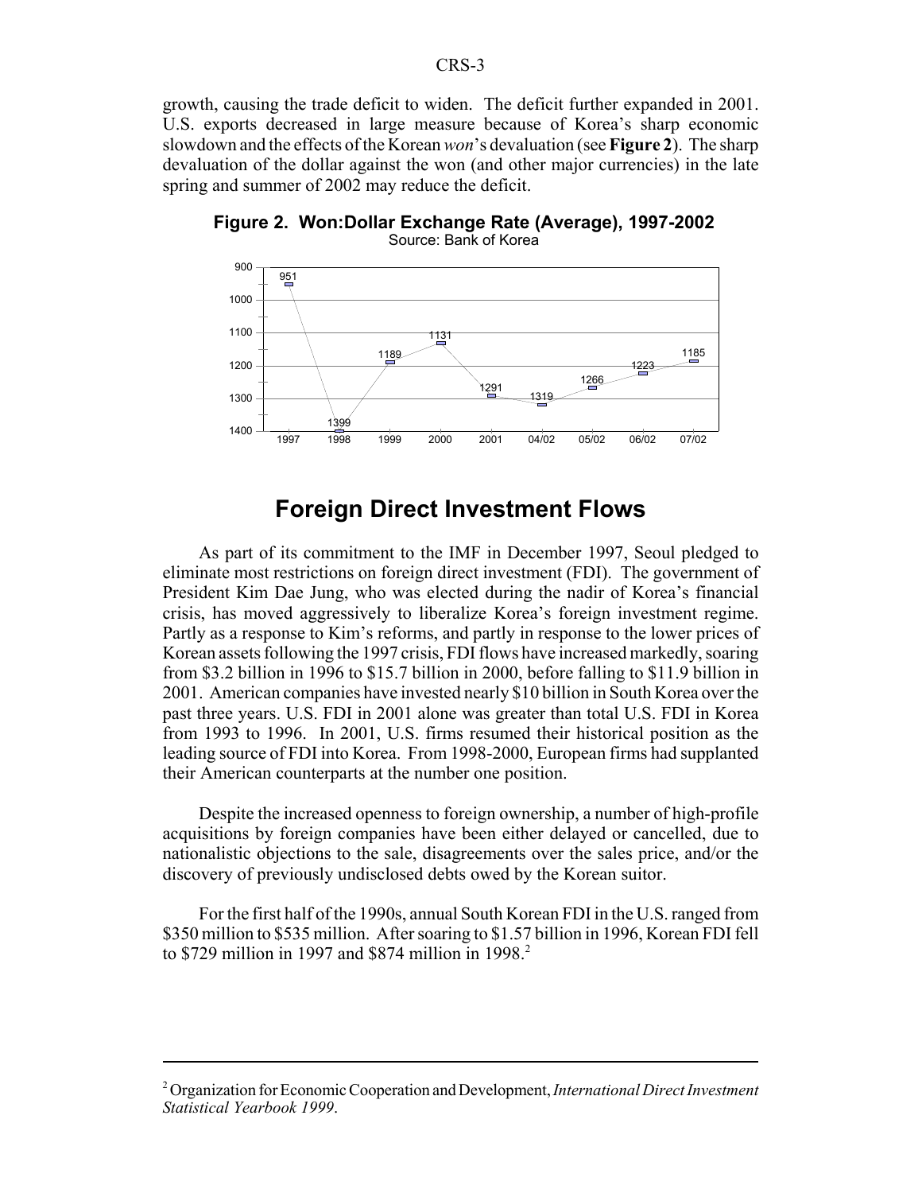growth, causing the trade deficit to widen. The deficit further expanded in 2001. U.S. exports decreased in large measure because of Korea's sharp economic slowdown and the effects of the Korean *won*'s devaluation (see **Figure 2**). The sharp devaluation of the dollar against the won (and other major currencies) in the late spring and summer of 2002 may reduce the deficit.

**Figure 2. Won:Dollar Exchange Rate (Average), 1997-2002**
Source: Bank of Korea

| 1997 | 1998 | 1999 | 2000 | 2001 | 04/02 | 05/02 | 06/02 | 07/02 |
|---|---|---|---|---|---|---|---|---|
| 951 | 1399 | 1189 | 1131 | 1291 | 1319 | 1266 | 1223 | 1185 |

## Foreign Direct Investment Flows

As part of its commitment to the IMF in December 1997, Seoul pledged to eliminate most restrictions on foreign direct investment (FDI). The government of President Kim Dae Jung, who was elected during the nadir of Korea's financial crisis, has moved aggressively to liberalize Korea's foreign investment regime. Partly as a response to Kim's reforms, and partly in response to the lower prices of Korean assets following the 1997 crisis, FDI flows have increased markedly, soaring from \$3.2 billion in 1996 to \$15.7 billion in 2000, before falling to \$11.9 billion in 2001. American companies have invested nearly \$10 billion in South Korea over the past three years. U.S. FDI in 2001 alone was greater than total U.S. FDI in Korea from 1993 to 1996. In 2001, U.S. firms resumed their historical position as the leading source of FDI into Korea. From 1998-2000, European firms had supplanted their American counterparts at the number one position.

Despite the increased openness to foreign ownership, a number of high-profile acquisitions by foreign companies have been either delayed or cancelled, due to nationalistic objections to the sale, disagreements over the sales price, and/or the discovery of previously undisclosed debts owed by the Korean suitor.

For the first half of the 1990s, annual South Korean FDI in the U.S. ranged from \$350 million to \$535 million. After soaring to \$1.57 billion in 1996, Korean FDI fell to \$729 million in 1997 and \$874 million in 1998.[2]

---

[2] Organization for Economic Cooperation and Development, *International Direct Investment Statistical Yearbook 1999*.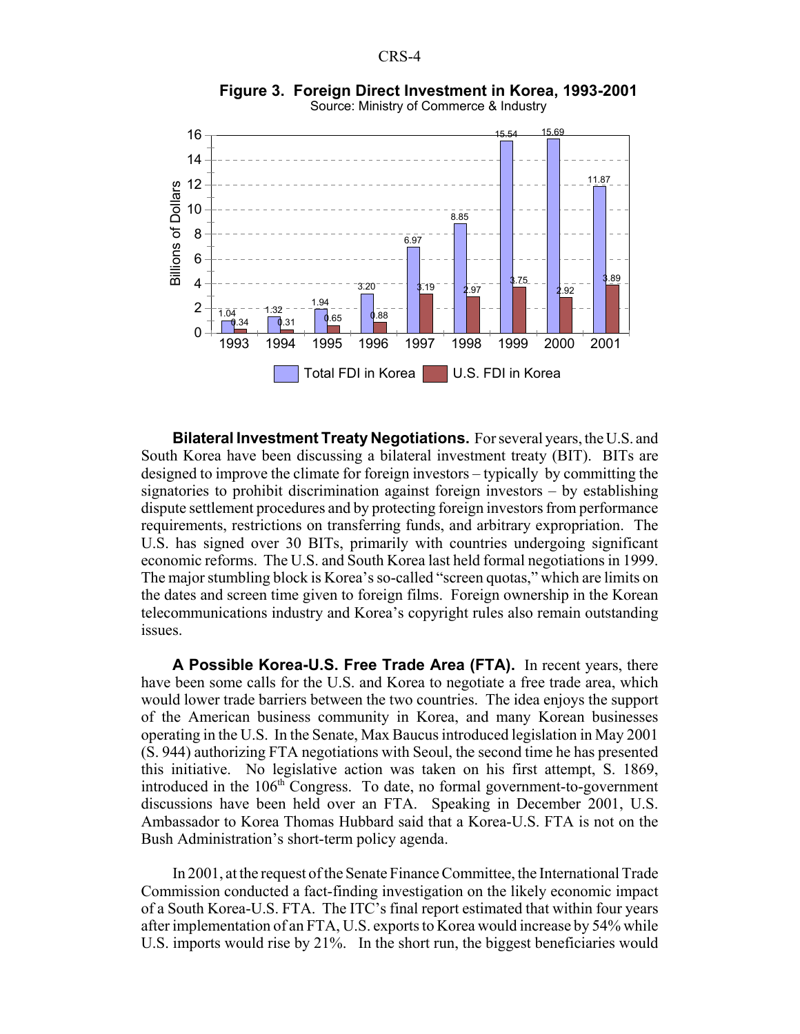**Figure 3. Foreign Direct Investment in Korea, 1993-2001**

Source: Ministry of Commerce & Industry

| Year | Total FDI in Korea (Billions of Dollars) | U.S. FDI in Korea (Billions of Dollars) |
|---|---|---|
| 1993 | 1.04 | 0.34 |
| 1994 | 1.32 | 0.31 |
| 1995 | 1.94 | 0.65 |
| 1996 | 3.20 | 0.88 |
| 1997 | 6.97 | 3.19 |
| 1998 | 8.85 | 2.97 |
| 1999 | 15.54 | 3.75 |
| 2000 | 15.69 | 2.92 |
| 2001 | 11.87 | 3.89 |

**Bilateral Investment Treaty Negotiations.** For several years, the U.S. and South Korea have been discussing a bilateral investment treaty (BIT). BITs are designed to improve the climate for foreign investors – typically by committing the signatories to prohibit discrimination against foreign investors – by establishing dispute settlement procedures and by protecting foreign investors from performance requirements, restrictions on transferring funds, and arbitrary expropriation. The U.S. has signed over 30 BITs, primarily with countries undergoing significant economic reforms. The U.S. and South Korea last held formal negotiations in 1999. The major stumbling block is Korea's so-called "screen quotas," which are limits on the dates and screen time given to foreign films. Foreign ownership in the Korean telecommunications industry and Korea's copyright rules also remain outstanding issues.

**A Possible Korea-U.S. Free Trade Area (FTA).** In recent years, there have been some calls for the U.S. and Korea to negotiate a free trade area, which would lower trade barriers between the two countries. The idea enjoys the support of the American business community in Korea, and many Korean businesses operating in the U.S. In the Senate, Max Baucus introduced legislation in May 2001 (S. 944) authorizing FTA negotiations with Seoul, the second time he has presented this initiative. No legislative action was taken on his first attempt, S. 1869, introduced in the 106th Congress. To date, no formal government-to-government discussions have been held over an FTA. Speaking in December 2001, U.S. Ambassador to Korea Thomas Hubbard said that a Korea-U.S. FTA is not on the Bush Administration's short-term policy agenda.

In 2001, at the request of the Senate Finance Committee, the International Trade Commission conducted a fact-finding investigation on the likely economic impact of a South Korea-U.S. FTA. The ITC's final report estimated that within four years after implementation of an FTA, U.S. exports to Korea would increase by 54% while U.S. imports would rise by 21%. In the short run, the biggest beneficiaries would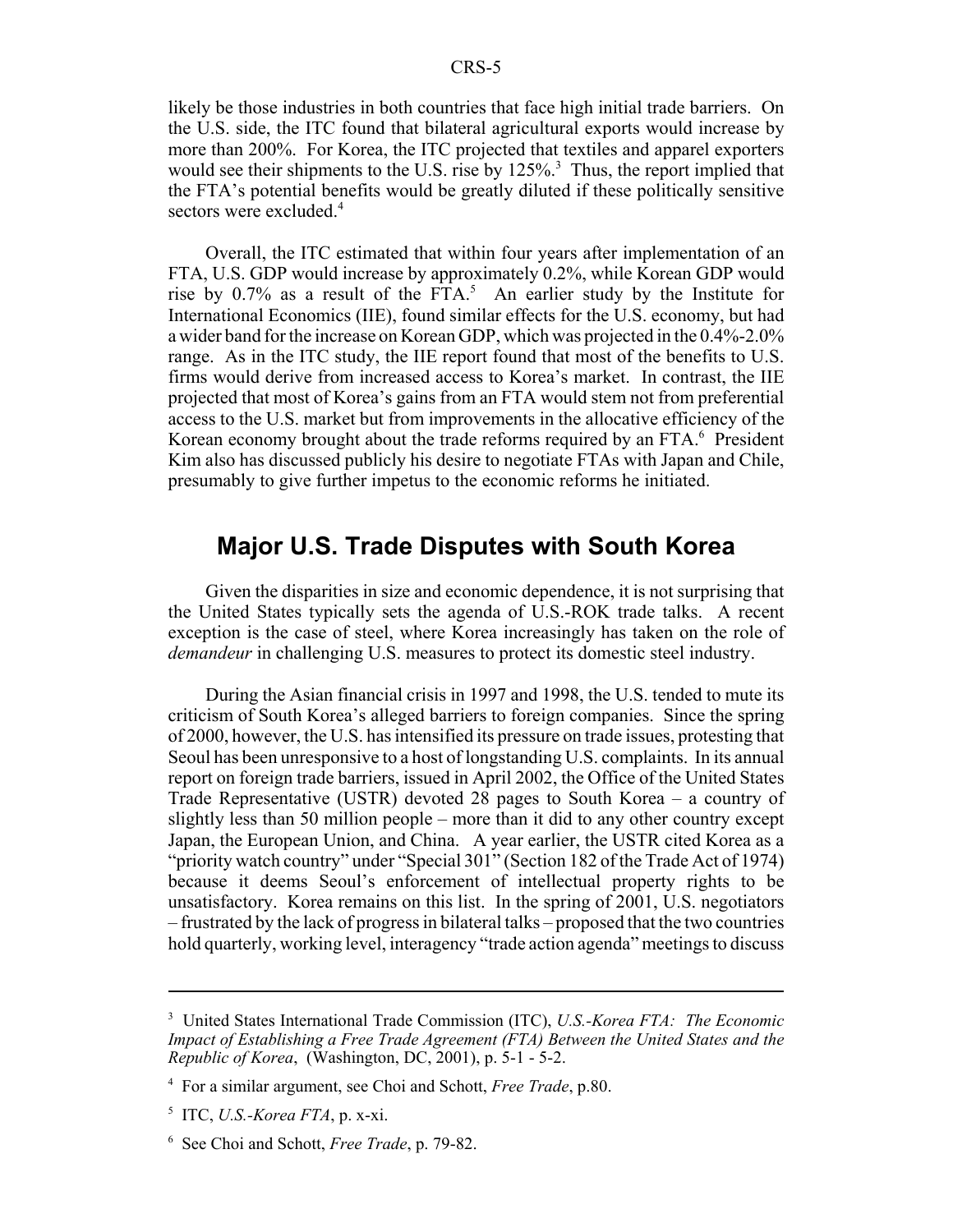likely be those industries in both countries that face high initial trade barriers. On the U.S. side, the ITC found that bilateral agricultural exports would increase by more than 200%. For Korea, the ITC projected that textiles and apparel exporters would see their shipments to the U.S. rise by 125%.[3] Thus, the report implied that the FTA's potential benefits would be greatly diluted if these politically sensitive sectors were excluded.[4]

Overall, the ITC estimated that within four years after implementation of an FTA, U.S. GDP would increase by approximately 0.2%, while Korean GDP would rise by 0.7% as a result of the FTA.[5] An earlier study by the Institute for International Economics (IIE), found similar effects for the U.S. economy, but had a wider band for the increase on Korean GDP, which was projected in the 0.4%-2.0% range. As in the ITC study, the IIE report found that most of the benefits to U.S. firms would derive from increased access to Korea's market. In contrast, the IIE projected that most of Korea's gains from an FTA would stem not from preferential access to the U.S. market but from improvements in the allocative efficiency of the Korean economy brought about the trade reforms required by an FTA.[6] President Kim also has discussed publicly his desire to negotiate FTAs with Japan and Chile, presumably to give further impetus to the economic reforms he initiated.

## Major U.S. Trade Disputes with South Korea

Given the disparities in size and economic dependence, it is not surprising that the United States typically sets the agenda of U.S.-ROK trade talks. A recent exception is the case of steel, where Korea increasingly has taken on the role of *demandeur* in challenging U.S. measures to protect its domestic steel industry.

During the Asian financial crisis in 1997 and 1998, the U.S. tended to mute its criticism of South Korea's alleged barriers to foreign companies. Since the spring of 2000, however, the U.S. has intensified its pressure on trade issues, protesting that Seoul has been unresponsive to a host of longstanding U.S. complaints. In its annual report on foreign trade barriers, issued in April 2002, the Office of the United States Trade Representative (USTR) devoted 28 pages to South Korea – a country of slightly less than 50 million people – more than it did to any other country except Japan, the European Union, and China. A year earlier, the USTR cited Korea as a "priority watch country" under "Special 301" (Section 182 of the Trade Act of 1974) because it deems Seoul's enforcement of intellectual property rights to be unsatisfactory. Korea remains on this list. In the spring of 2001, U.S. negotiators – frustrated by the lack of progress in bilateral talks – proposed that the two countries hold quarterly, working level, interagency "trade action agenda" meetings to discuss

---

[3] United States International Trade Commission (ITC), *U.S.-Korea FTA: The Economic Impact of Establishing a Free Trade Agreement (FTA) Between the United States and the Republic of Korea*, (Washington, DC, 2001), p. 5-1 - 5-2.

[4] For a similar argument, see Choi and Schott, *Free Trade*, p.80.

[5] ITC, *U.S.-Korea FTA*, p. x-xi.

[6] See Choi and Schott, *Free Trade*, p. 79-82.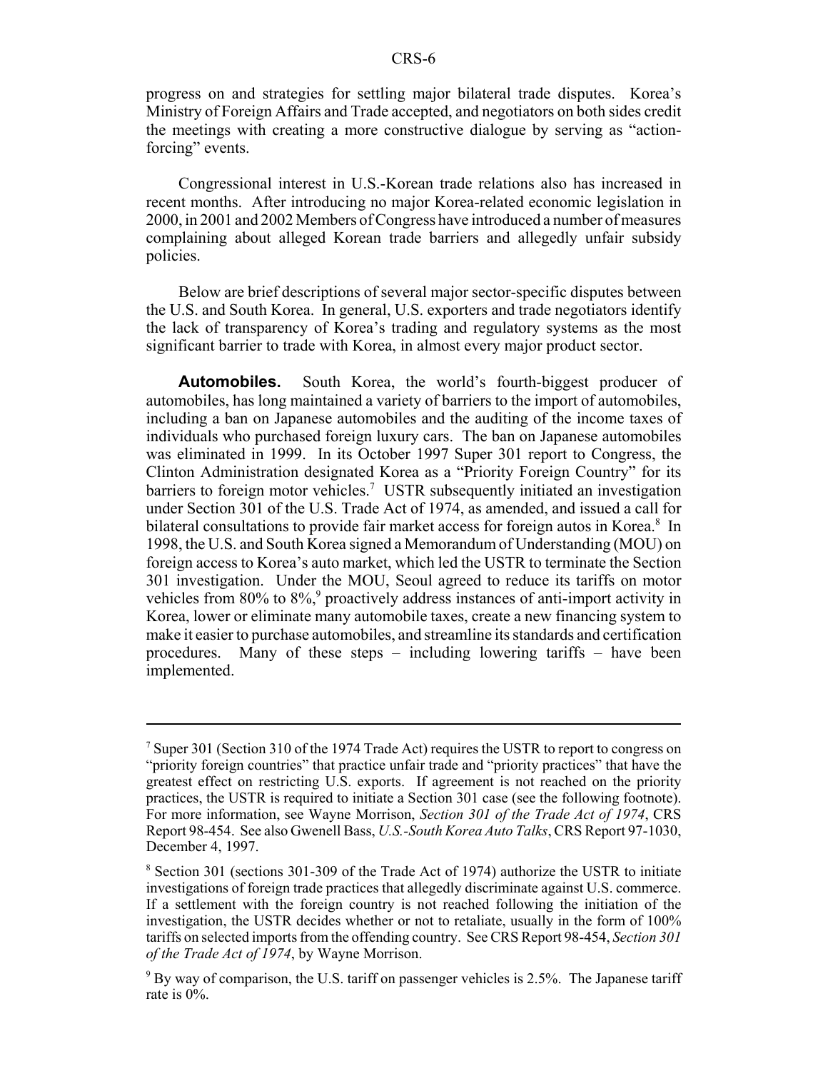progress on and strategies for settling major bilateral trade disputes. Korea's Ministry of Foreign Affairs and Trade accepted, and negotiators on both sides credit the meetings with creating a more constructive dialogue by serving as "action-forcing" events.

Congressional interest in U.S.-Korean trade relations also has increased in recent months. After introducing no major Korea-related economic legislation in 2000, in 2001 and 2002 Members of Congress have introduced a number of measures complaining about alleged Korean trade barriers and allegedly unfair subsidy policies.

Below are brief descriptions of several major sector-specific disputes between the U.S. and South Korea. In general, U.S. exporters and trade negotiators identify the lack of transparency of Korea's trading and regulatory systems as the most significant barrier to trade with Korea, in almost every major product sector.

**Automobiles.** South Korea, the world's fourth-biggest producer of automobiles, has long maintained a variety of barriers to the import of automobiles, including a ban on Japanese automobiles and the auditing of the income taxes of individuals who purchased foreign luxury cars. The ban on Japanese automobiles was eliminated in 1999. In its October 1997 Super 301 report to Congress, the Clinton Administration designated Korea as a "Priority Foreign Country" for its barriers to foreign motor vehicles.[7] USTR subsequently initiated an investigation under Section 301 of the U.S. Trade Act of 1974, as amended, and issued a call for bilateral consultations to provide fair market access for foreign autos in Korea.[8] In 1998, the U.S. and South Korea signed a Memorandum of Understanding (MOU) on foreign access to Korea's auto market, which led the USTR to terminate the Section 301 investigation. Under the MOU, Seoul agreed to reduce its tariffs on motor vehicles from 80% to 8%,[9] proactively address instances of anti-import activity in Korea, lower or eliminate many automobile taxes, create a new financing system to make it easier to purchase automobiles, and streamline its standards and certification procedures. Many of these steps – including lowering tariffs – have been implemented.

---

[7] Super 301 (Section 310 of the 1974 Trade Act) requires the USTR to report to congress on "priority foreign countries" that practice unfair trade and "priority practices" that have the greatest effect on restricting U.S. exports. If agreement is not reached on the priority practices, the USTR is required to initiate a Section 301 case (see the following footnote). For more information, see Wayne Morrison, *Section 301 of the Trade Act of 1974*, CRS Report 98-454. See also Gwenell Bass, *U.S.-South Korea Auto Talks*, CRS Report 97-1030, December 4, 1997.

[8] Section 301 (sections 301-309 of the Trade Act of 1974) authorize the USTR to initiate investigations of foreign trade practices that allegedly discriminate against U.S. commerce. If a settlement with the foreign country is not reached following the initiation of the investigation, the USTR decides whether or not to retaliate, usually in the form of 100% tariffs on selected imports from the offending country. See CRS Report 98-454, *Section 301 of the Trade Act of 1974*, by Wayne Morrison.

[9] By way of comparison, the U.S. tariff on passenger vehicles is 2.5%. The Japanese tariff rate is 0%.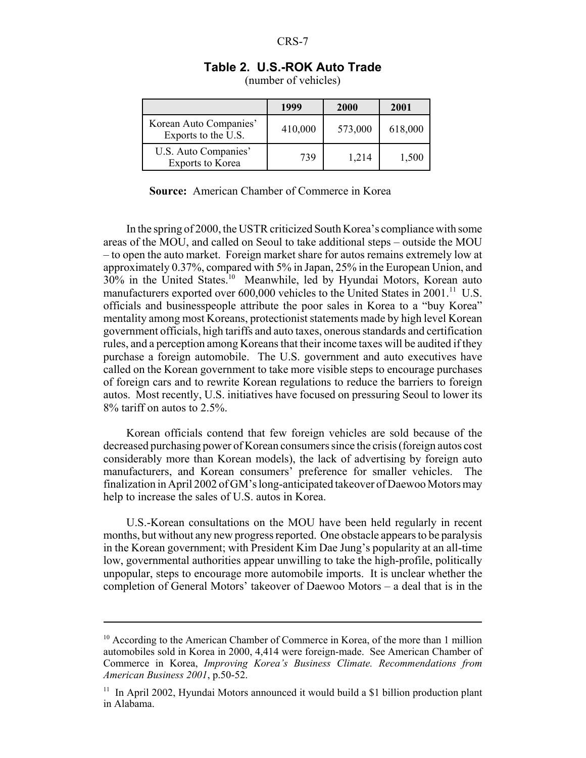**Table 2. U.S.-ROK Auto Trade**

(number of vehicles)

| | 1999 | 2000 | 2001 |
|---|---|---|---|
| Korean Auto Companies' Exports to the U.S. | 410,000 | 573,000 | 618,000 |
| U.S. Auto Companies' Exports to Korea | 739 | 1,214 | 1,500 |

**Source:** American Chamber of Commerce in Korea

In the spring of 2000, the USTR criticized South Korea's compliance with some areas of the MOU, and called on Seoul to take additional steps – outside the MOU – to open the auto market. Foreign market share for autos remains extremely low at approximately 0.37%, compared with 5% in Japan, 25% in the European Union, and 30% in the United States.[10] Meanwhile, led by Hyundai Motors, Korean auto manufacturers exported over 600,000 vehicles to the United States in 2001.[11] U.S. officials and businesspeople attribute the poor sales in Korea to a "buy Korea" mentality among most Koreans, protectionist statements made by high level Korean government officials, high tariffs and auto taxes, onerous standards and certification rules, and a perception among Koreans that their income taxes will be audited if they purchase a foreign automobile. The U.S. government and auto executives have called on the Korean government to take more visible steps to encourage purchases of foreign cars and to rewrite Korean regulations to reduce the barriers to foreign autos. Most recently, U.S. initiatives have focused on pressuring Seoul to lower its 8% tariff on autos to 2.5%.

Korean officials contend that few foreign vehicles are sold because of the decreased purchasing power of Korean consumers since the crisis (foreign autos cost considerably more than Korean models), the lack of advertising by foreign auto manufacturers, and Korean consumers' preference for smaller vehicles. The finalization in April 2002 of GM's long-anticipated takeover of Daewoo Motors may help to increase the sales of U.S. autos in Korea.

U.S.-Korean consultations on the MOU have been held regularly in recent months, but without any new progress reported. One obstacle appears to be paralysis in the Korean government; with President Kim Dae Jung's popularity at an all-time low, governmental authorities appear unwilling to take the high-profile, politically unpopular, steps to encourage more automobile imports. It is unclear whether the completion of General Motors' takeover of Daewoo Motors – a deal that is in the

---

[10] According to the American Chamber of Commerce in Korea, of the more than 1 million automobiles sold in Korea in 2000, 4,414 were foreign-made. See American Chamber of Commerce in Korea, *Improving Korea's Business Climate. Recommendations from American Business 2001*, p.50-52.

[11] In April 2002, Hyundai Motors announced it would build a $1 billion production plant in Alabama.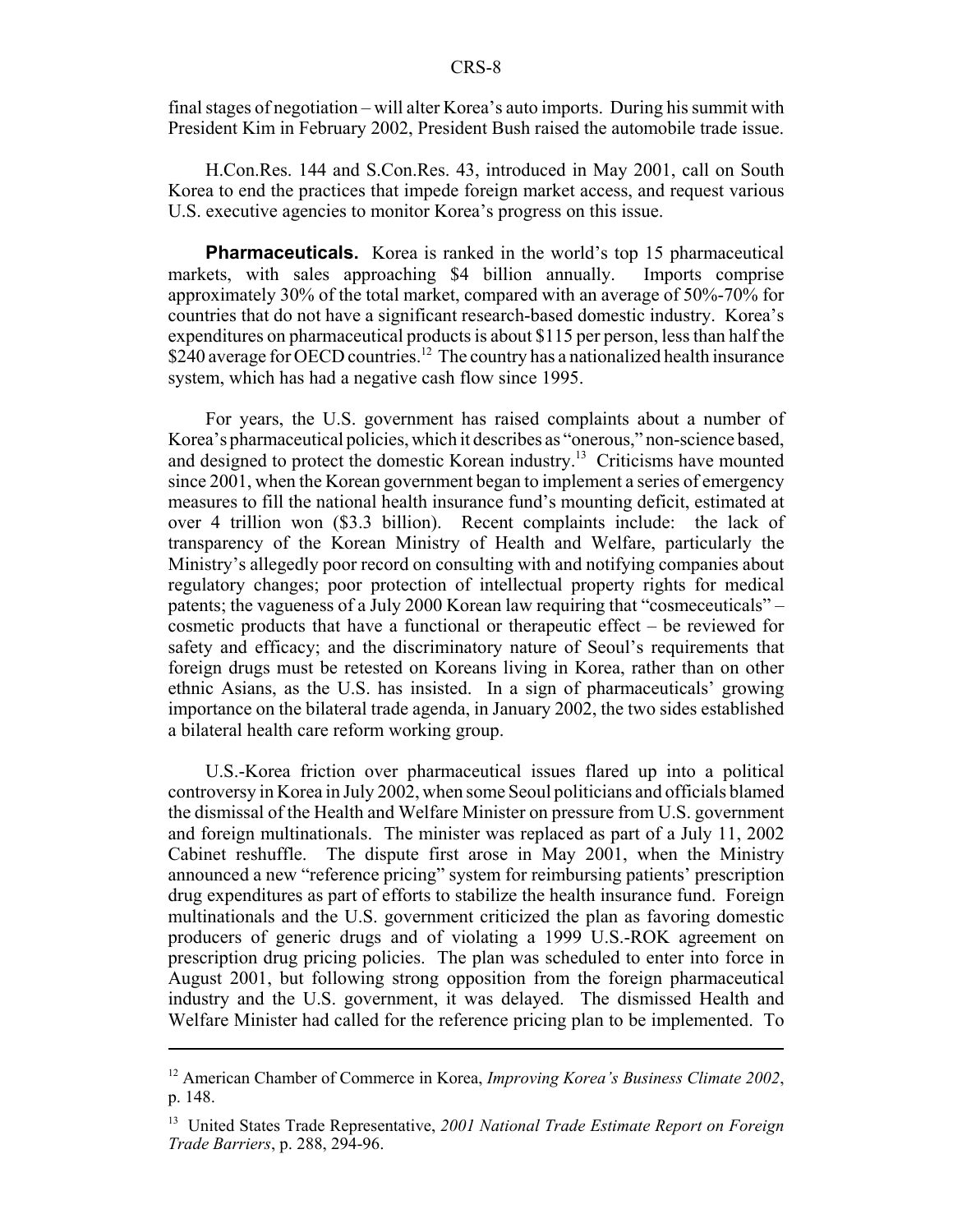final stages of negotiation – will alter Korea's auto imports. During his summit with President Kim in February 2002, President Bush raised the automobile trade issue.

H.Con.Res. 144 and S.Con.Res. 43, introduced in May 2001, call on South Korea to end the practices that impede foreign market access, and request various U.S. executive agencies to monitor Korea's progress on this issue.

**Pharmaceuticals.** Korea is ranked in the world's top 15 pharmaceutical markets, with sales approaching $4 billion annually. Imports comprise approximately 30% of the total market, compared with an average of 50%-70% for countries that do not have a significant research-based domestic industry. Korea's expenditures on pharmaceutical products is about $115 per person, less than half the $240 average for OECD countries.[12] The country has a nationalized health insurance system, which has had a negative cash flow since 1995.

For years, the U.S. government has raised complaints about a number of Korea's pharmaceutical policies, which it describes as "onerous," non-science based, and designed to protect the domestic Korean industry.[13] Criticisms have mounted since 2001, when the Korean government began to implement a series of emergency measures to fill the national health insurance fund's mounting deficit, estimated at over 4 trillion won ($3.3 billion). Recent complaints include: the lack of transparency of the Korean Ministry of Health and Welfare, particularly the Ministry's allegedly poor record on consulting with and notifying companies about regulatory changes; poor protection of intellectual property rights for medical patents; the vagueness of a July 2000 Korean law requiring that "cosmeceuticals" – cosmetic products that have a functional or therapeutic effect – be reviewed for safety and efficacy; and the discriminatory nature of Seoul's requirements that foreign drugs must be retested on Koreans living in Korea, rather than on other ethnic Asians, as the U.S. has insisted. In a sign of pharmaceuticals' growing importance on the bilateral trade agenda, in January 2002, the two sides established a bilateral health care reform working group.

U.S.-Korea friction over pharmaceutical issues flared up into a political controversy in Korea in July 2002, when some Seoul politicians and officials blamed the dismissal of the Health and Welfare Minister on pressure from U.S. government and foreign multinationals. The minister was replaced as part of a July 11, 2002 Cabinet reshuffle. The dispute first arose in May 2001, when the Ministry announced a new "reference pricing" system for reimbursing patients' prescription drug expenditures as part of efforts to stabilize the health insurance fund. Foreign multinationals and the U.S. government criticized the plan as favoring domestic producers of generic drugs and of violating a 1999 U.S.-ROK agreement on prescription drug pricing policies. The plan was scheduled to enter into force in August 2001, but following strong opposition from the foreign pharmaceutical industry and the U.S. government, it was delayed. The dismissed Health and Welfare Minister had called for the reference pricing plan to be implemented. To

---

[12] American Chamber of Commerce in Korea, *Improving Korea's Business Climate 2002*, p. 148.

[13] United States Trade Representative, *2001 National Trade Estimate Report on Foreign Trade Barriers*, p. 288, 294-96.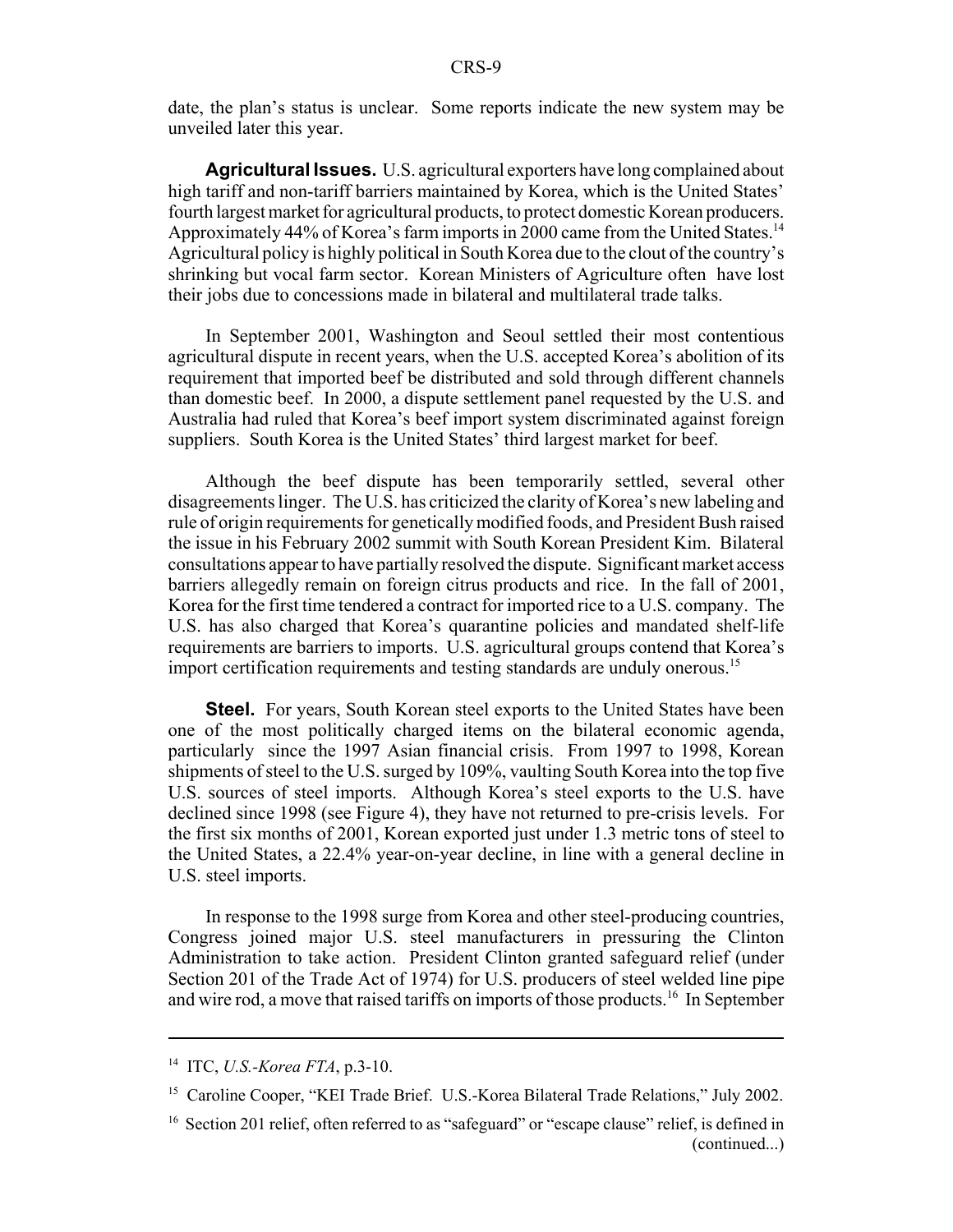date, the plan's status is unclear. Some reports indicate the new system may be unveiled later this year.

**Agricultural Issues.** U.S. agricultural exporters have long complained about high tariff and non-tariff barriers maintained by Korea, which is the United States' fourth largest market for agricultural products, to protect domestic Korean producers. Approximately 44% of Korea's farm imports in 2000 came from the United States.[14] Agricultural policy is highly political in South Korea due to the clout of the country's shrinking but vocal farm sector. Korean Ministers of Agriculture often have lost their jobs due to concessions made in bilateral and multilateral trade talks.

In September 2001, Washington and Seoul settled their most contentious agricultural dispute in recent years, when the U.S. accepted Korea's abolition of its requirement that imported beef be distributed and sold through different channels than domestic beef. In 2000, a dispute settlement panel requested by the U.S. and Australia had ruled that Korea's beef import system discriminated against foreign suppliers. South Korea is the United States' third largest market for beef.

Although the beef dispute has been temporarily settled, several other disagreements linger. The U.S. has criticized the clarity of Korea's new labeling and rule of origin requirements for genetically modified foods, and President Bush raised the issue in his February 2002 summit with South Korean President Kim. Bilateral consultations appear to have partially resolved the dispute. Significant market access barriers allegedly remain on foreign citrus products and rice. In the fall of 2001, Korea for the first time tendered a contract for imported rice to a U.S. company. The U.S. has also charged that Korea's quarantine policies and mandated shelf-life requirements are barriers to imports. U.S. agricultural groups contend that Korea's import certification requirements and testing standards are unduly onerous.[15]

**Steel.** For years, South Korean steel exports to the United States have been one of the most politically charged items on the bilateral economic agenda, particularly since the 1997 Asian financial crisis. From 1997 to 1998, Korean shipments of steel to the U.S. surged by 109%, vaulting South Korea into the top five U.S. sources of steel imports. Although Korea's steel exports to the U.S. have declined since 1998 (see Figure 4), they have not returned to pre-crisis levels. For the first six months of 2001, Korean exported just under 1.3 metric tons of steel to the United States, a 22.4% year-on-year decline, in line with a general decline in U.S. steel imports.

In response to the 1998 surge from Korea and other steel-producing countries, Congress joined major U.S. steel manufacturers in pressuring the Clinton Administration to take action. President Clinton granted safeguard relief (under Section 201 of the Trade Act of 1974) for U.S. producers of steel welded line pipe and wire rod, a move that raised tariffs on imports of those products.[16] In September

---

[14] ITC, *U.S.-Korea FTA*, p.3-10.

[15] Caroline Cooper, "KEI Trade Brief. U.S.-Korea Bilateral Trade Relations," July 2002.

[16] Section 201 relief, often referred to as "safeguard" or "escape clause" relief, is defined in (continued...)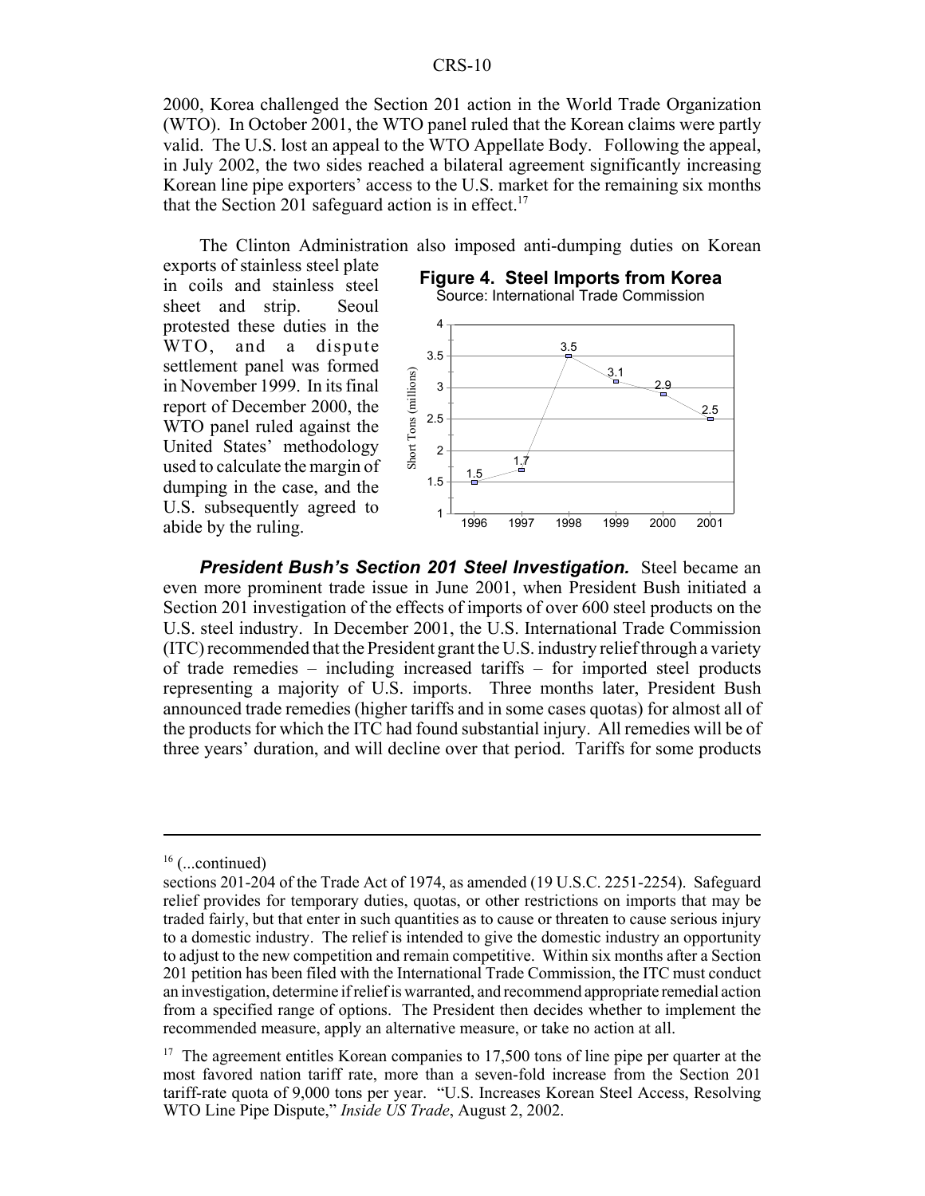2000, Korea challenged the Section 201 action in the World Trade Organization (WTO). In October 2001, the WTO panel ruled that the Korean claims were partly valid. The U.S. lost an appeal to the WTO Appellate Body. Following the appeal, in July 2002, the two sides reached a bilateral agreement significantly increasing Korean line pipe exporters' access to the U.S. market for the remaining six months that the Section 201 safeguard action is in effect.[17]

The Clinton Administration also imposed anti-dumping duties on Korean exports of stainless steel plate in coils and stainless steel sheet and strip. Seoul protested these duties in the WTO, and a dispute settlement panel was formed in November 1999. In its final report of December 2000, the WTO panel ruled against the United States' methodology used to calculate the margin of dumping in the case, and the U.S. subsequently agreed to abide by the ruling.

**Figure 4. Steel Imports from Korea**
Source: International Trade Commission

| Year | Short Tons (millions) |
|---|---|
| 1996 | 1.5 |
| 1997 | 1.7 |
| 1998 | 3.5 |
| 1999 | 3.1 |
| 2000 | 2.9 |
| 2001 | 2.5 |

***President Bush's Section 201 Steel Investigation.*** Steel became an even more prominent trade issue in June 2001, when President Bush initiated a Section 201 investigation of the effects of imports of over 600 steel products on the U.S. steel industry. In December 2001, the U.S. International Trade Commission (ITC) recommended that the President grant the U.S. industry relief through a variety of trade remedies – including increased tariffs – for imported steel products representing a majority of U.S. imports. Three months later, President Bush announced trade remedies (higher tariffs and in some cases quotas) for almost all of the products for which the ITC had found substantial injury. All remedies will be of three years' duration, and will decline over that period. Tariffs for some products

---

[16] (...continued)
sections 201-204 of the Trade Act of 1974, as amended (19 U.S.C. 2251-2254). Safeguard relief provides for temporary duties, quotas, or other restrictions on imports that may be traded fairly, but that enter in such quantities as to cause or threaten to cause serious injury to a domestic industry. The relief is intended to give the domestic industry an opportunity to adjust to the new competition and remain competitive. Within six months after a Section 201 petition has been filed with the International Trade Commission, the ITC must conduct an investigation, determine if relief is warranted, and recommend appropriate remedial action from a specified range of options. The President then decides whether to implement the recommended measure, apply an alternative measure, or take no action at all.

[17] The agreement entitles Korean companies to 17,500 tons of line pipe per quarter at the most favored nation tariff rate, more than a seven-fold increase from the Section 201 tariff-rate quota of 9,000 tons per year. "U.S. Increases Korean Steel Access, Resolving WTO Line Pipe Dispute," *Inside US Trade*, August 2, 2002.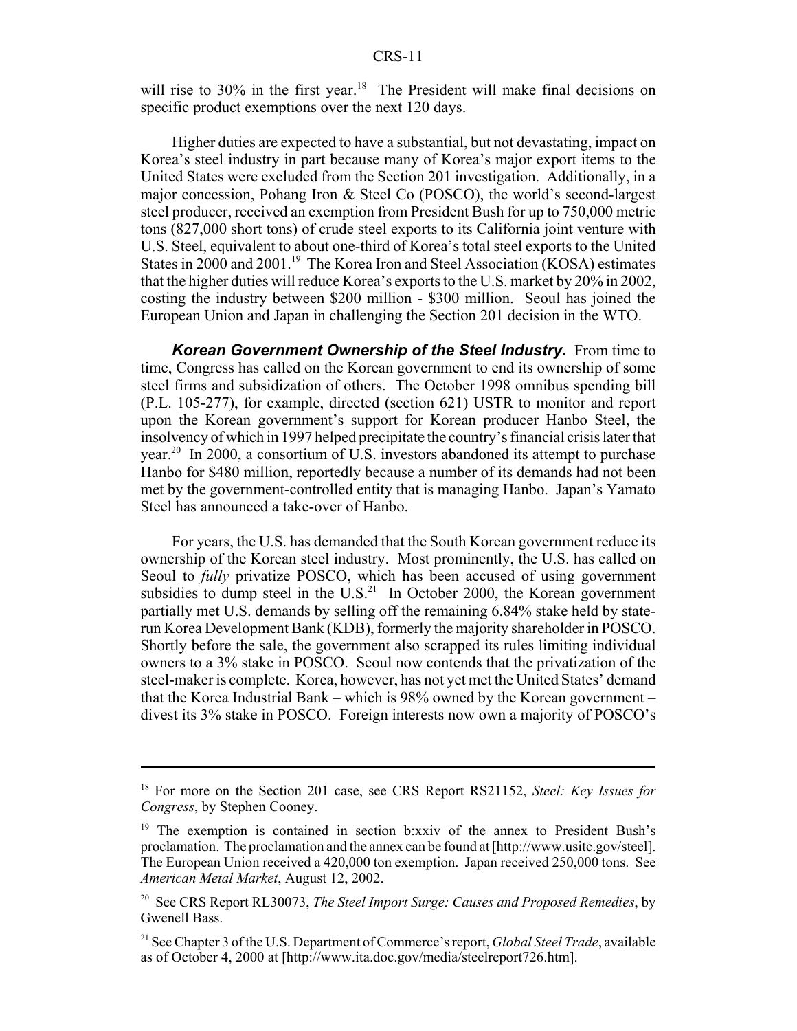will rise to 30% in the first year.[18] The President will make final decisions on specific product exemptions over the next 120 days.

Higher duties are expected to have a substantial, but not devastating, impact on Korea's steel industry in part because many of Korea's major export items to the United States were excluded from the Section 201 investigation. Additionally, in a major concession, Pohang Iron & Steel Co (POSCO), the world's second-largest steel producer, received an exemption from President Bush for up to 750,000 metric tons (827,000 short tons) of crude steel exports to its California joint venture with U.S. Steel, equivalent to about one-third of Korea's total steel exports to the United States in 2000 and 2001.[19] The Korea Iron and Steel Association (KOSA) estimates that the higher duties will reduce Korea's exports to the U.S. market by 20% in 2002, costing the industry between $200 million - $300 million. Seoul has joined the European Union and Japan in challenging the Section 201 decision in the WTO.

***Korean Government Ownership of the Steel Industry.*** From time to time, Congress has called on the Korean government to end its ownership of some steel firms and subsidization of others. The October 1998 omnibus spending bill (P.L. 105-277), for example, directed (section 621) USTR to monitor and report upon the Korean government's support for Korean producer Hanbo Steel, the insolvency of which in 1997 helped precipitate the country's financial crisis later that year.[20] In 2000, a consortium of U.S. investors abandoned its attempt to purchase Hanbo for $480 million, reportedly because a number of its demands had not been met by the government-controlled entity that is managing Hanbo. Japan's Yamato Steel has announced a take-over of Hanbo.

For years, the U.S. has demanded that the South Korean government reduce its ownership of the Korean steel industry. Most prominently, the U.S. has called on Seoul to *fully* privatize POSCO, which has been accused of using government subsidies to dump steel in the U.S.[21] In October 2000, the Korean government partially met U.S. demands by selling off the remaining 6.84% stake held by state-run Korea Development Bank (KDB), formerly the majority shareholder in POSCO. Shortly before the sale, the government also scrapped its rules limiting individual owners to a 3% stake in POSCO. Seoul now contends that the privatization of the steel-maker is complete. Korea, however, has not yet met the United States' demand that the Korea Industrial Bank – which is 98% owned by the Korean government – divest its 3% stake in POSCO. Foreign interests now own a majority of POSCO's

---

[18] For more on the Section 201 case, see CRS Report RS21152, *Steel: Key Issues for Congress*, by Stephen Cooney.

[19] The exemption is contained in section b:xxiv of the annex to President Bush's proclamation. The proclamation and the annex can be found at [http://www.usitc.gov/steel]. The European Union received a 420,000 ton exemption. Japan received 250,000 tons. See *American Metal Market*, August 12, 2002.

[20] See CRS Report RL30073, *The Steel Import Surge: Causes and Proposed Remedies*, by Gwenell Bass.

[21] See Chapter 3 of the U.S. Department of Commerce's report, *Global Steel Trade*, available as of October 4, 2000 at [http://www.ita.doc.gov/media/steelreport726.htm].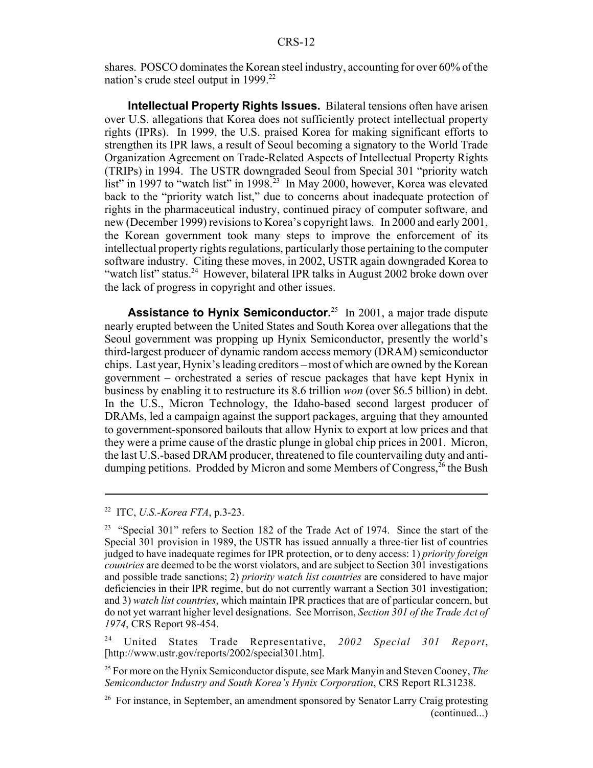shares. POSCO dominates the Korean steel industry, accounting for over 60% of the nation's crude steel output in 1999.[22]

**Intellectual Property Rights Issues.** Bilateral tensions often have arisen over U.S. allegations that Korea does not sufficiently protect intellectual property rights (IPRs). In 1999, the U.S. praised Korea for making significant efforts to strengthen its IPR laws, a result of Seoul becoming a signatory to the World Trade Organization Agreement on Trade-Related Aspects of Intellectual Property Rights (TRIPs) in 1994. The USTR downgraded Seoul from Special 301 "priority watch list" in 1997 to "watch list" in 1998.[23] In May 2000, however, Korea was elevated back to the "priority watch list," due to concerns about inadequate protection of rights in the pharmaceutical industry, continued piracy of computer software, and new (December 1999) revisions to Korea's copyright laws. In 2000 and early 2001, the Korean government took many steps to improve the enforcement of its intellectual property rights regulations, particularly those pertaining to the computer software industry. Citing these moves, in 2002, USTR again downgraded Korea to "watch list" status.[24] However, bilateral IPR talks in August 2002 broke down over the lack of progress in copyright and other issues.

**Assistance to Hynix Semiconductor.**[25] In 2001, a major trade dispute nearly erupted between the United States and South Korea over allegations that the Seoul government was propping up Hynix Semiconductor, presently the world's third-largest producer of dynamic random access memory (DRAM) semiconductor chips. Last year, Hynix's leading creditors – most of which are owned by the Korean government – orchestrated a series of rescue packages that have kept Hynix in business by enabling it to restructure its 8.6 trillion *won* (over $6.5 billion) in debt. In the U.S., Micron Technology, the Idaho-based second largest producer of DRAMs, led a campaign against the support packages, arguing that they amounted to government-sponsored bailouts that allow Hynix to export at low prices and that they were a prime cause of the drastic plunge in global chip prices in 2001. Micron, the last U.S.-based DRAM producer, threatened to file countervailing duty and anti-dumping petitions. Prodded by Micron and some Members of Congress,[26] the Bush

---

[22] ITC, *U.S.-Korea FTA*, p.3-23.

[23] "Special 301" refers to Section 182 of the Trade Act of 1974. Since the start of the Special 301 provision in 1989, the USTR has issued annually a three-tier list of countries judged to have inadequate regimes for IPR protection, or to deny access: 1) *priority foreign countries* are deemed to be the worst violators, and are subject to Section 301 investigations and possible trade sanctions; 2) *priority watch list countries* are considered to have major deficiencies in their IPR regime, but do not currently warrant a Section 301 investigation; and 3) *watch list countries*, which maintain IPR practices that are of particular concern, but do not yet warrant higher level designations. See Morrison, *Section 301 of the Trade Act of 1974*, CRS Report 98-454.

[24] United States Trade Representative, *2002 Special 301 Report*, [http://www.ustr.gov/reports/2002/special301.htm].

[25] For more on the Hynix Semiconductor dispute, see Mark Manyin and Steven Cooney, *The Semiconductor Industry and South Korea's Hynix Corporation*, CRS Report RL31238.

[26] For instance, in September, an amendment sponsored by Senator Larry Craig protesting (continued...)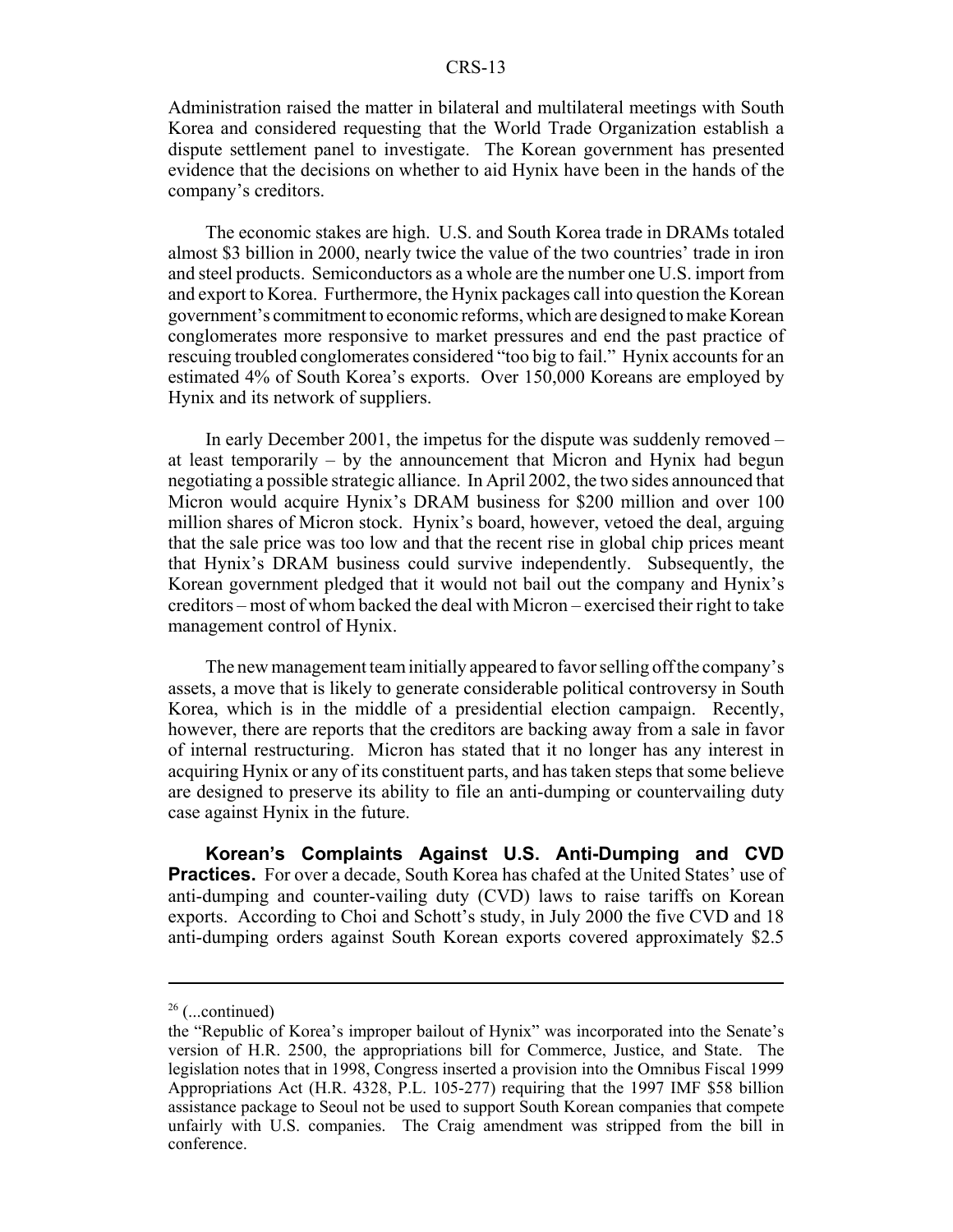Administration raised the matter in bilateral and multilateral meetings with South Korea and considered requesting that the World Trade Organization establish a dispute settlement panel to investigate. The Korean government has presented evidence that the decisions on whether to aid Hynix have been in the hands of the company's creditors.

The economic stakes are high. U.S. and South Korea trade in DRAMs totaled almost \$3 billion in 2000, nearly twice the value of the two countries' trade in iron and steel products. Semiconductors as a whole are the number one U.S. import from and export to Korea. Furthermore, the Hynix packages call into question the Korean government's commitment to economic reforms, which are designed to make Korean conglomerates more responsive to market pressures and end the past practice of rescuing troubled conglomerates considered "too big to fail." Hynix accounts for an estimated 4% of South Korea's exports. Over 150,000 Koreans are employed by Hynix and its network of suppliers.

In early December 2001, the impetus for the dispute was suddenly removed – at least temporarily – by the announcement that Micron and Hynix had begun negotiating a possible strategic alliance. In April 2002, the two sides announced that Micron would acquire Hynix's DRAM business for \$200 million and over 100 million shares of Micron stock. Hynix's board, however, vetoed the deal, arguing that the sale price was too low and that the recent rise in global chip prices meant that Hynix's DRAM business could survive independently. Subsequently, the Korean government pledged that it would not bail out the company and Hynix's creditors – most of whom backed the deal with Micron – exercised their right to take management control of Hynix.

The new management team initially appeared to favor selling off the company's assets, a move that is likely to generate considerable political controversy in South Korea, which is in the middle of a presidential election campaign. Recently, however, there are reports that the creditors are backing away from a sale in favor of internal restructuring. Micron has stated that it no longer has any interest in acquiring Hynix or any of its constituent parts, and has taken steps that some believe are designed to preserve its ability to file an anti-dumping or countervailing duty case against Hynix in the future.

**Korean's Complaints Against U.S. Anti-Dumping and CVD Practices.** For over a decade, South Korea has chafed at the United States' use of anti-dumping and counter-vailing duty (CVD) laws to raise tariffs on Korean exports. According to Choi and Schott's study, in July 2000 the five CVD and 18 anti-dumping orders against South Korean exports covered approximately \$2.5

---

[26] (...continued)

the "Republic of Korea's improper bailout of Hynix" was incorporated into the Senate's version of H.R. 2500, the appropriations bill for Commerce, Justice, and State. The legislation notes that in 1998, Congress inserted a provision into the Omnibus Fiscal 1999 Appropriations Act (H.R. 4328, P.L. 105-277) requiring that the 1997 IMF \$58 billion assistance package to Seoul not be used to support South Korean companies that compete unfairly with U.S. companies. The Craig amendment was stripped from the bill in conference.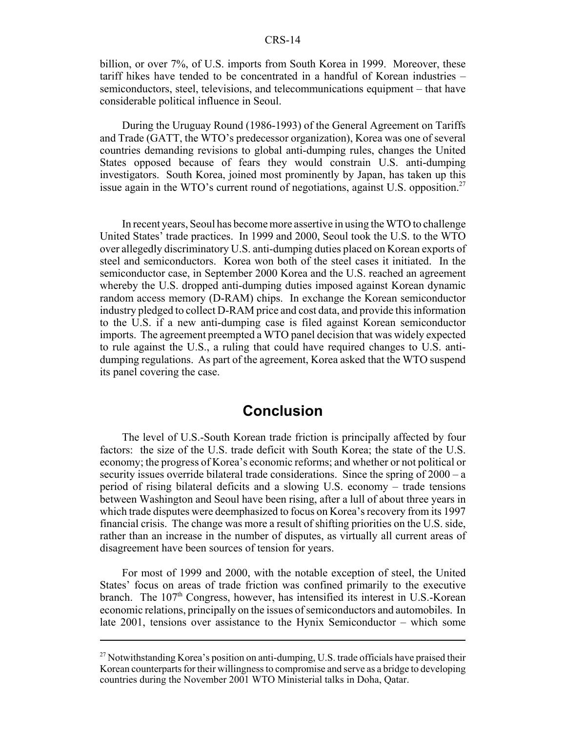billion, or over 7%, of U.S. imports from South Korea in 1999. Moreover, these tariff hikes have tended to be concentrated in a handful of Korean industries – semiconductors, steel, televisions, and telecommunications equipment – that have considerable political influence in Seoul.

During the Uruguay Round (1986-1993) of the General Agreement on Tariffs and Trade (GATT, the WTO's predecessor organization), Korea was one of several countries demanding revisions to global anti-dumping rules, changes the United States opposed because of fears they would constrain U.S. anti-dumping investigators. South Korea, joined most prominently by Japan, has taken up this issue again in the WTO's current round of negotiations, against U.S. opposition.[27]

In recent years, Seoul has become more assertive in using the WTO to challenge United States' trade practices. In 1999 and 2000, Seoul took the U.S. to the WTO over allegedly discriminatory U.S. anti-dumping duties placed on Korean exports of steel and semiconductors. Korea won both of the steel cases it initiated. In the semiconductor case, in September 2000 Korea and the U.S. reached an agreement whereby the U.S. dropped anti-dumping duties imposed against Korean dynamic random access memory (D-RAM) chips. In exchange the Korean semiconductor industry pledged to collect D-RAM price and cost data, and provide this information to the U.S. if a new anti-dumping case is filed against Korean semiconductor imports. The agreement preempted a WTO panel decision that was widely expected to rule against the U.S., a ruling that could have required changes to U.S. anti-dumping regulations. As part of the agreement, Korea asked that the WTO suspend its panel covering the case.

## Conclusion

The level of U.S.-South Korean trade friction is principally affected by four factors: the size of the U.S. trade deficit with South Korea; the state of the U.S. economy; the progress of Korea's economic reforms; and whether or not political or security issues override bilateral trade considerations. Since the spring of 2000 – a period of rising bilateral deficits and a slowing U.S. economy – trade tensions between Washington and Seoul have been rising, after a lull of about three years in which trade disputes were deemphasized to focus on Korea's recovery from its 1997 financial crisis. The change was more a result of shifting priorities on the U.S. side, rather than an increase in the number of disputes, as virtually all current areas of disagreement have been sources of tension for years.

For most of 1999 and 2000, with the notable exception of steel, the United States' focus on areas of trade friction was confined primarily to the executive branch. The 107th Congress, however, has intensified its interest in U.S.-Korean economic relations, principally on the issues of semiconductors and automobiles. In late 2001, tensions over assistance to the Hynix Semiconductor – which some

[27] Notwithstanding Korea's position on anti-dumping, U.S. trade officials have praised their Korean counterparts for their willingness to compromise and serve as a bridge to developing countries during the November 2001 WTO Ministerial talks in Doha, Qatar.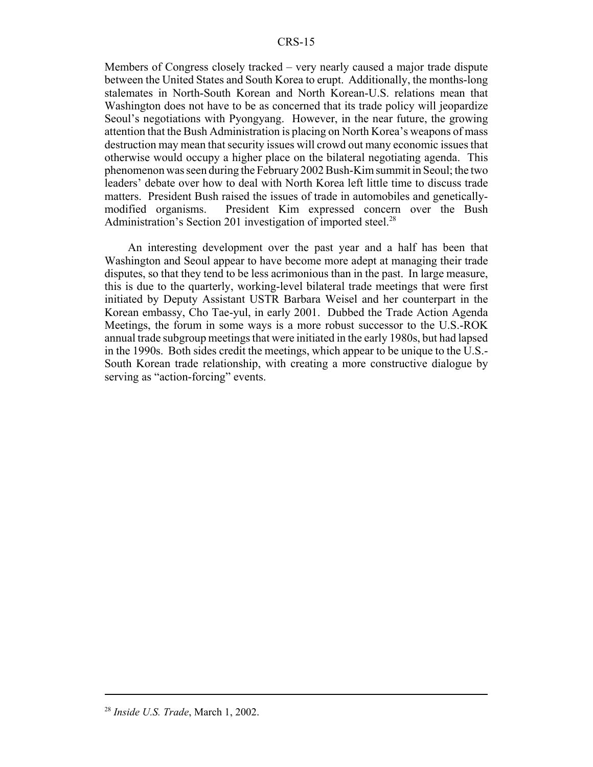Members of Congress closely tracked – very nearly caused a major trade dispute between the United States and South Korea to erupt. Additionally, the months-long stalemates in North-South Korean and North Korean-U.S. relations mean that Washington does not have to be as concerned that its trade policy will jeopardize Seoul's negotiations with Pyongyang. However, in the near future, the growing attention that the Bush Administration is placing on North Korea's weapons of mass destruction may mean that security issues will crowd out many economic issues that otherwise would occupy a higher place on the bilateral negotiating agenda. This phenomenon was seen during the February 2002 Bush-Kim summit in Seoul; the two leaders' debate over how to deal with North Korea left little time to discuss trade matters. President Bush raised the issues of trade in automobiles and genetically-modified organisms. President Kim expressed concern over the Bush Administration's Section 201 investigation of imported steel.[28]

An interesting development over the past year and a half has been that Washington and Seoul appear to have become more adept at managing their trade disputes, so that they tend to be less acrimonious than in the past. In large measure, this is due to the quarterly, working-level bilateral trade meetings that were first initiated by Deputy Assistant USTR Barbara Weisel and her counterpart in the Korean embassy, Cho Tae-yul, in early 2001. Dubbed the Trade Action Agenda Meetings, the forum in some ways is a more robust successor to the U.S.-ROK annual trade subgroup meetings that were initiated in the early 1980s, but had lapsed in the 1990s. Both sides credit the meetings, which appear to be unique to the U.S.-South Korean trade relationship, with creating a more constructive dialogue by serving as "action-forcing" events.

---

[28] *Inside U.S. Trade*, March 1, 2002.